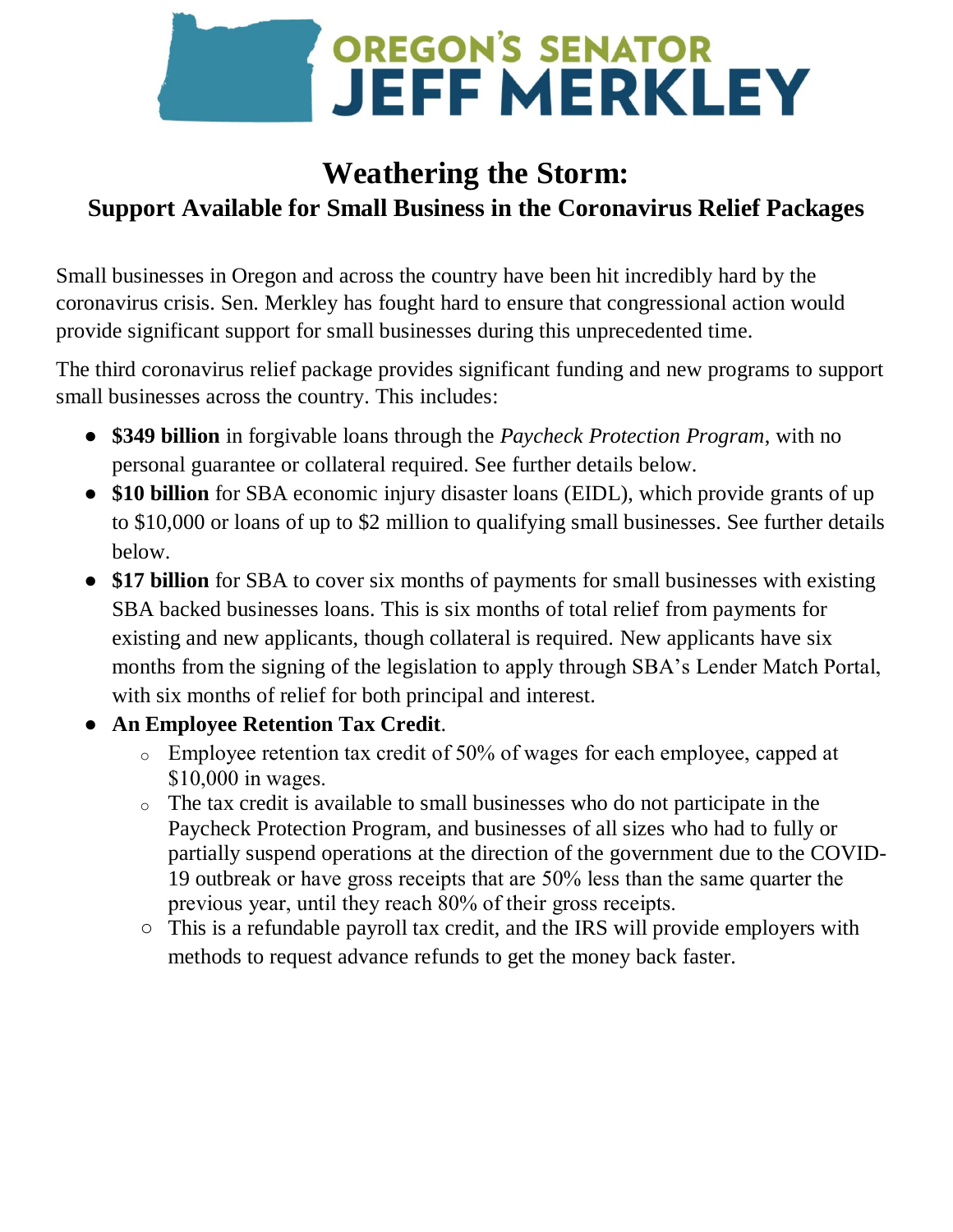OREGON'S SENATOR
JEFF MERKLEY

# Weathering the Storm:

## Support Available for Small Business in the Coronavirus Relief Packages

Small businesses in Oregon and across the country have been hit incredibly hard by the coronavirus crisis. Sen. Merkley has fought hard to ensure that congressional action would provide significant support for small businesses during this unprecedented time.

The third coronavirus relief package provides significant funding and new programs to support small businesses across the country. This includes:

- **$349 billion** in forgivable loans through the *Paycheck Protection Program*, with no personal guarantee or collateral required. See further details below.
- **$10 billion** for SBA economic injury disaster loans (EIDL), which provide grants of up to $10,000 or loans of up to $2 million to qualifying small businesses. See further details below.
- **$17 billion** for SBA to cover six months of payments for small businesses with existing SBA backed businesses loans. This is six months of total relief from payments for existing and new applicants, though collateral is required. New applicants have six months from the signing of the legislation to apply through SBA's Lender Match Portal, with six months of relief for both principal and interest.
- **An Employee Retention Tax Credit**.
  - Employee retention tax credit of 50% of wages for each employee, capped at $10,000 in wages.
  - The tax credit is available to small businesses who do not participate in the Paycheck Protection Program, and businesses of all sizes who had to fully or partially suspend operations at the direction of the government due to the COVID-19 outbreak or have gross receipts that are 50% less than the same quarter the previous year, until they reach 80% of their gross receipts.
  - This is a refundable payroll tax credit, and the IRS will provide employers with methods to request advance refunds to get the money back faster.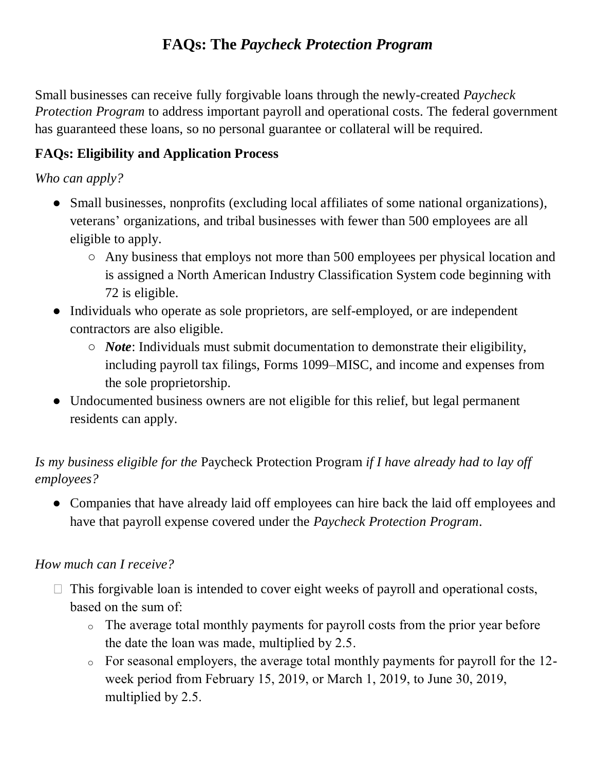# FAQs: The *Paycheck Protection Program*

Small businesses can receive fully forgivable loans through the newly-created *Paycheck Protection Program* to address important payroll and operational costs. The federal government has guaranteed these loans, so no personal guarantee or collateral will be required.

### FAQs: Eligibility and Application Process

*Who can apply?*

- Small businesses, nonprofits (excluding local affiliates of some national organizations), veterans' organizations, and tribal businesses with fewer than 500 employees are all eligible to apply.
  - Any business that employs not more than 500 employees per physical location and is assigned a North American Industry Classification System code beginning with 72 is eligible.
- Individuals who operate as sole proprietors, are self-employed, or are independent contractors are also eligible.
  - ***Note***: Individuals must submit documentation to demonstrate their eligibility, including payroll tax filings, Forms 1099–MISC, and income and expenses from the sole proprietorship.
- Undocumented business owners are not eligible for this relief, but legal permanent residents can apply.

*Is my business eligible for the* Paycheck Protection Program *if I have already had to lay off employees?*

- Companies that have already laid off employees can hire back the laid off employees and have that payroll expense covered under the *Paycheck Protection Program*.

*How much can I receive?*

- This forgivable loan is intended to cover eight weeks of payroll and operational costs, based on the sum of:
  - The average total monthly payments for payroll costs from the prior year before the date the loan was made, multiplied by 2.5.
  - For seasonal employers, the average total monthly payments for payroll for the 12-week period from February 15, 2019, or March 1, 2019, to June 30, 2019, multiplied by 2.5.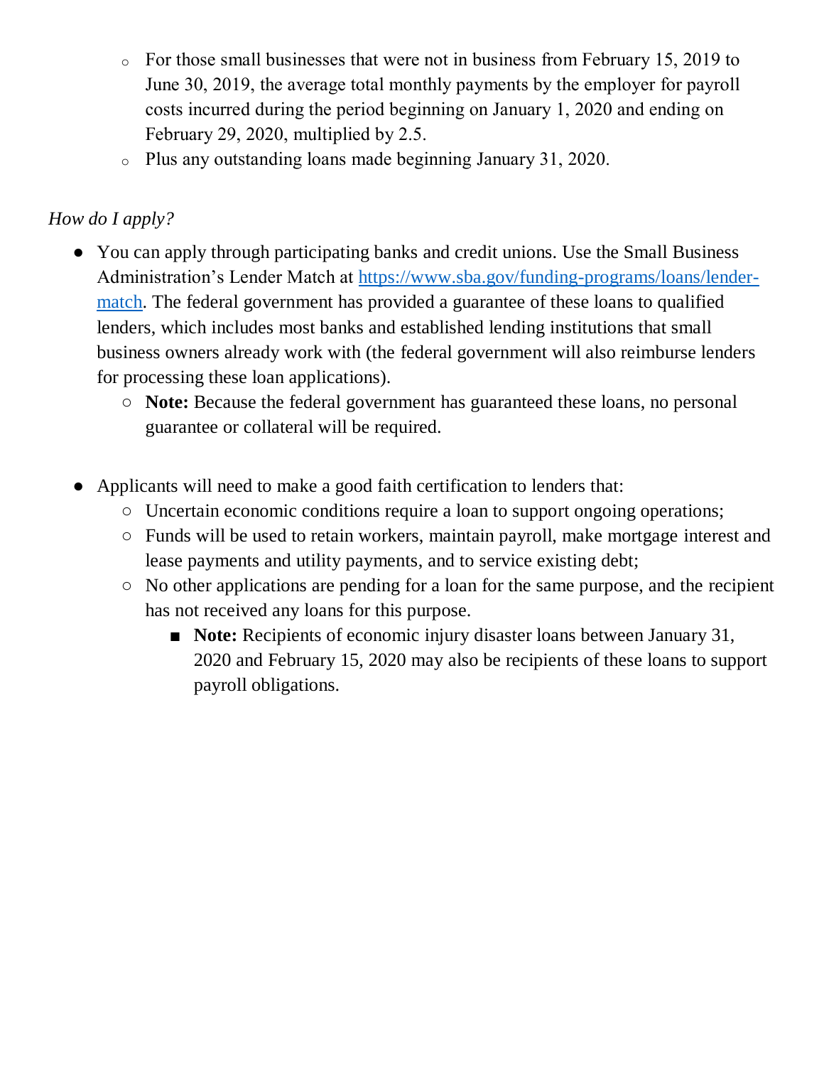- For those small businesses that were not in business from February 15, 2019 to June 30, 2019, the average total monthly payments by the employer for payroll costs incurred during the period beginning on January 1, 2020 and ending on February 29, 2020, multiplied by 2.5.
    - Plus any outstanding loans made beginning January 31, 2020.

*How do I apply?*

- You can apply through participating banks and credit unions. Use the Small Business Administration's Lender Match at [https://www.sba.gov/funding-programs/loans/lender-match](https://www.sba.gov/funding-programs/loans/lender-match). The federal government has provided a guarantee of these loans to qualified lenders, which includes most banks and established lending institutions that small business owners already work with (the federal government will also reimburse lenders for processing these loan applications).
    - **Note:** Because the federal government has guaranteed these loans, no personal guarantee or collateral will be required.

- Applicants will need to make a good faith certification to lenders that:
    - Uncertain economic conditions require a loan to support ongoing operations;
    - Funds will be used to retain workers, maintain payroll, make mortgage interest and lease payments and utility payments, and to service existing debt;
    - No other applications are pending for a loan for the same purpose, and the recipient has not received any loans for this purpose.
        - **Note:** Recipients of economic injury disaster loans between January 31, 2020 and February 15, 2020 may also be recipients of these loans to support payroll obligations.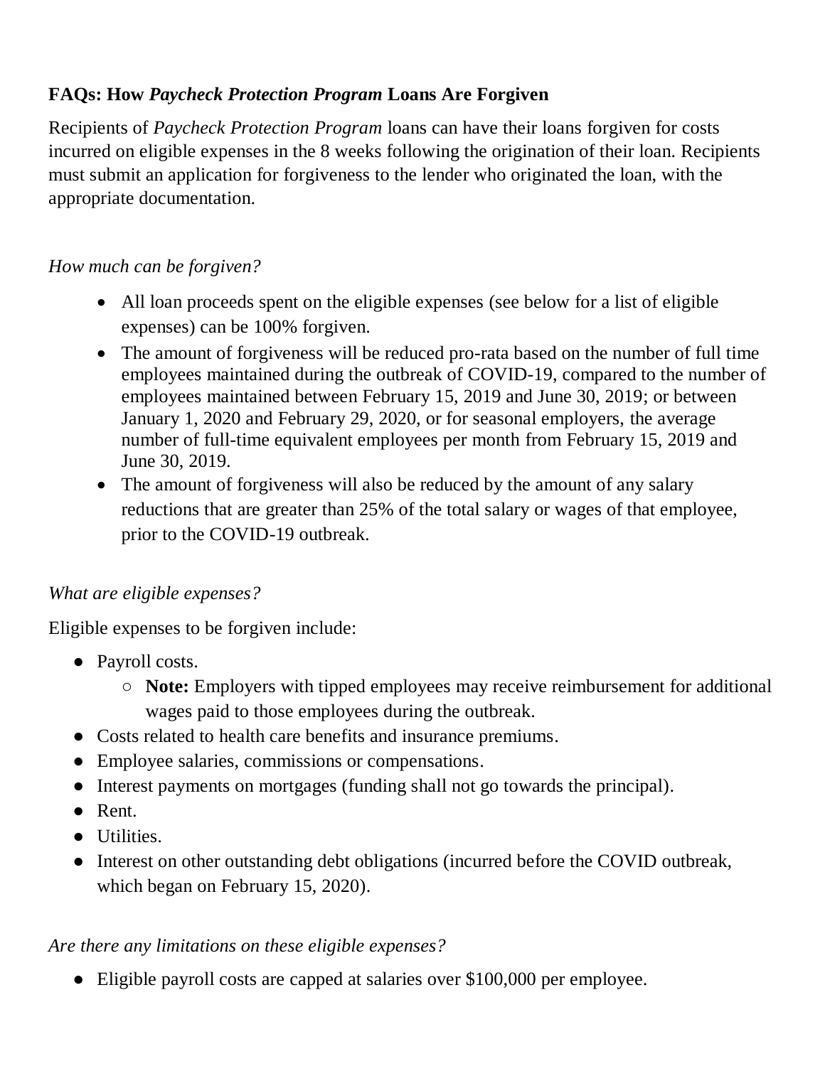**FAQs: How *Paycheck Protection Program* Loans Are Forgiven**

Recipients of *Paycheck Protection Program* loans can have their loans forgiven for costs incurred on eligible expenses in the 8 weeks following the origination of their loan. Recipients must submit an application for forgiveness to the lender who originated the loan, with the appropriate documentation.

*How much can be forgiven?*

- All loan proceeds spent on the eligible expenses (see below for a list of eligible expenses) can be 100% forgiven.
- The amount of forgiveness will be reduced pro-rata based on the number of full time employees maintained during the outbreak of COVID-19, compared to the number of employees maintained between February 15, 2019 and June 30, 2019; or between January 1, 2020 and February 29, 2020, or for seasonal employers, the average number of full-time equivalent employees per month from February 15, 2019 and June 30, 2019.
- The amount of forgiveness will also be reduced by the amount of any salary reductions that are greater than 25% of the total salary or wages of that employee, prior to the COVID-19 outbreak.

*What are eligible expenses?*

Eligible expenses to be forgiven include:

- Payroll costs.
  - **Note:** Employers with tipped employees may receive reimbursement for additional wages paid to those employees during the outbreak.
- Costs related to health care benefits and insurance premiums.
- Employee salaries, commissions or compensations.
- Interest payments on mortgages (funding shall not go towards the principal).
- Rent.
- Utilities.
- Interest on other outstanding debt obligations (incurred before the COVID outbreak, which began on February 15, 2020).

*Are there any limitations on these eligible expenses?*

- Eligible payroll costs are capped at salaries over $100,000 per employee.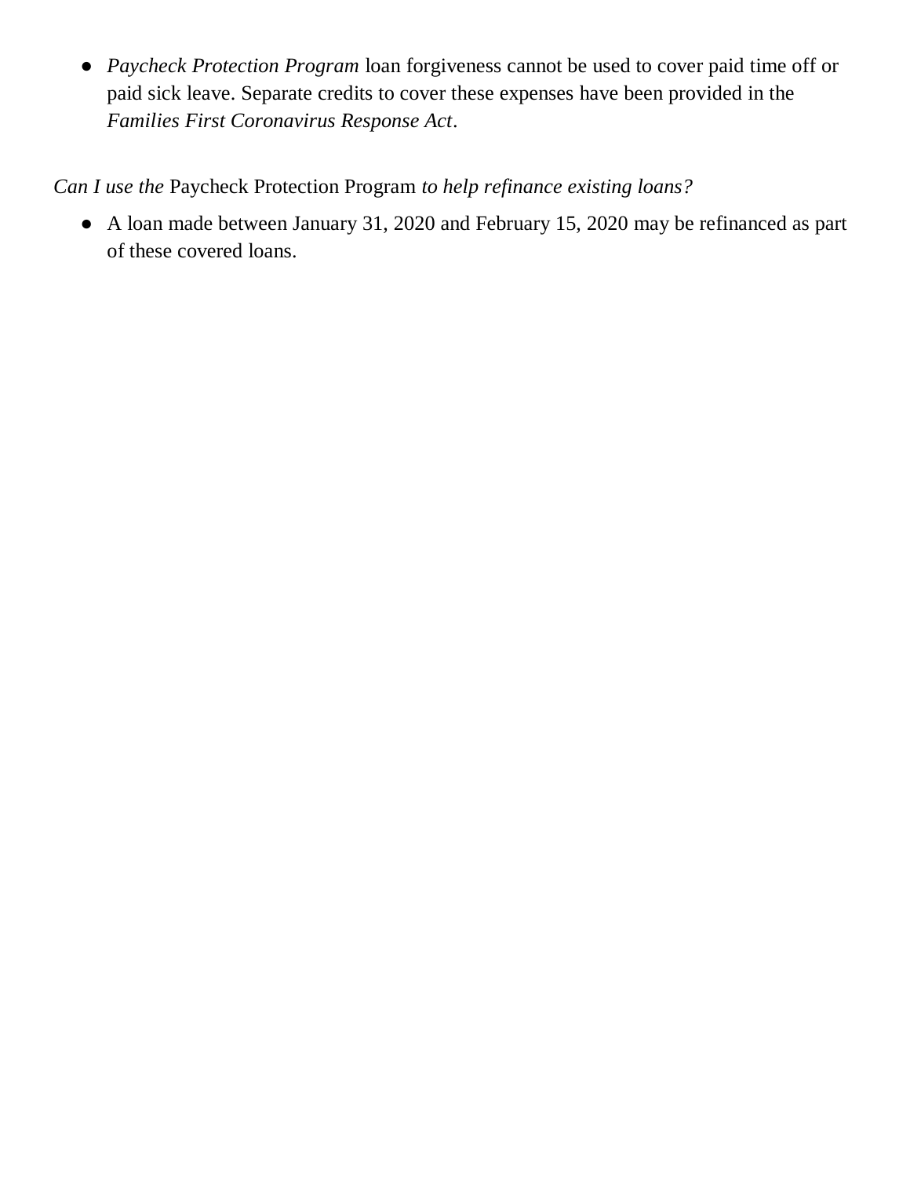- *Paycheck Protection Program* loan forgiveness cannot be used to cover paid time off or paid sick leave. Separate credits to cover these expenses have been provided in the *Families First Coronavirus Response Act*.

*Can I use the* Paycheck Protection Program *to help refinance existing loans?*

- A loan made between January 31, 2020 and February 15, 2020 may be refinanced as part of these covered loans.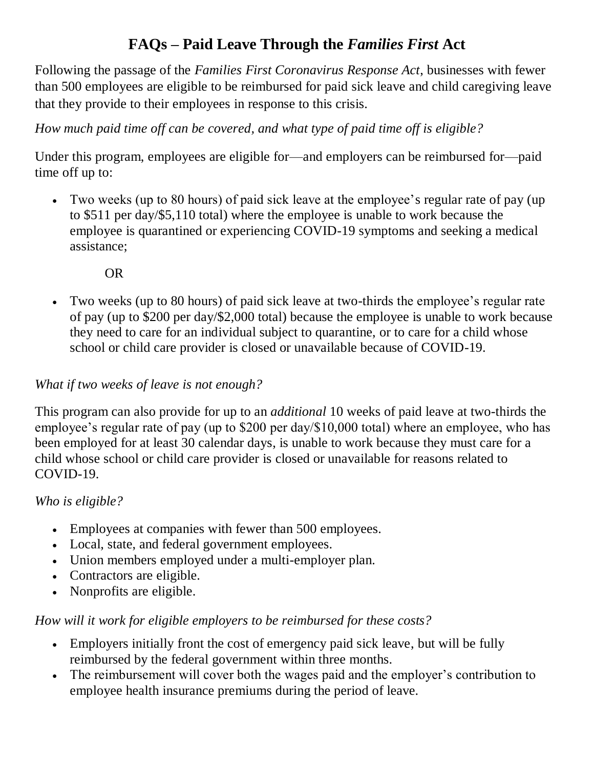# FAQs – Paid Leave Through the *Families First* Act

Following the passage of the *Families First Coronavirus Response Act*, businesses with fewer than 500 employees are eligible to be reimbursed for paid sick leave and child caregiving leave that they provide to their employees in response to this crisis.

*How much paid time off can be covered, and what type of paid time off is eligible?*

Under this program, employees are eligible for—and employers can be reimbursed for—paid time off up to:

- Two weeks (up to 80 hours) of paid sick leave at the employee's regular rate of pay (up to $511 per day/$5,110 total) where the employee is unable to work because the employee is quarantined or experiencing COVID-19 symptoms and seeking a medical assistance;

  OR

- Two weeks (up to 80 hours) of paid sick leave at two-thirds the employee's regular rate of pay (up to $200 per day/$2,000 total) because the employee is unable to work because they need to care for an individual subject to quarantine, or to care for a child whose school or child care provider is closed or unavailable because of COVID-19.

*What if two weeks of leave is not enough?*

This program can also provide for up to an *additional* 10 weeks of paid leave at two-thirds the employee's regular rate of pay (up to $200 per day/$10,000 total) where an employee, who has been employed for at least 30 calendar days, is unable to work because they must care for a child whose school or child care provider is closed or unavailable for reasons related to COVID-19.

*Who is eligible?*

- Employees at companies with fewer than 500 employees.
- Local, state, and federal government employees.
- Union members employed under a multi-employer plan.
- Contractors are eligible.
- Nonprofits are eligible.

*How will it work for eligible employers to be reimbursed for these costs?*

- Employers initially front the cost of emergency paid sick leave, but will be fully reimbursed by the federal government within three months.
- The reimbursement will cover both the wages paid and the employer's contribution to employee health insurance premiums during the period of leave.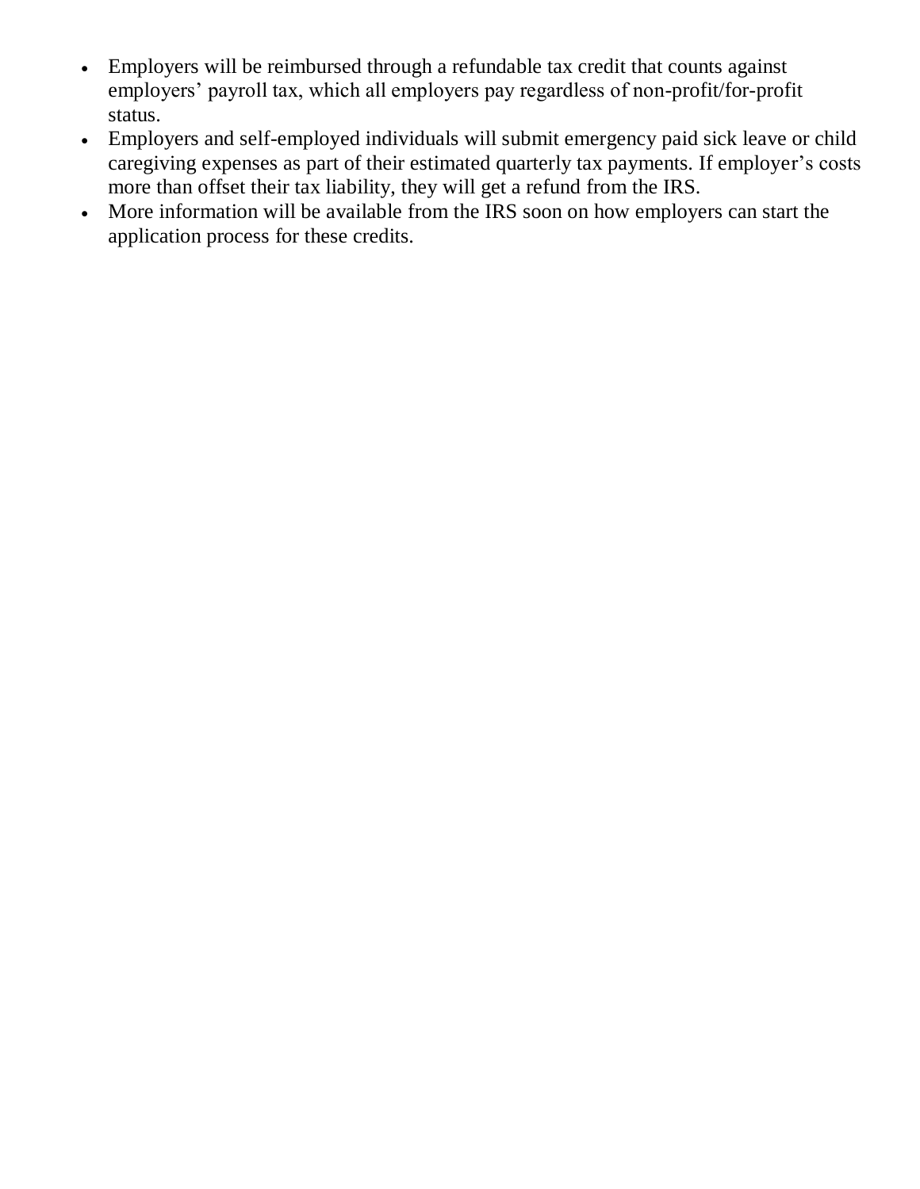- Employers will be reimbursed through a refundable tax credit that counts against employers' payroll tax, which all employers pay regardless of non-profit/for-profit status.
- Employers and self-employed individuals will submit emergency paid sick leave or child caregiving expenses as part of their estimated quarterly tax payments. If employer's costs more than offset their tax liability, they will get a refund from the IRS.
- More information will be available from the IRS soon on how employers can start the application process for these credits.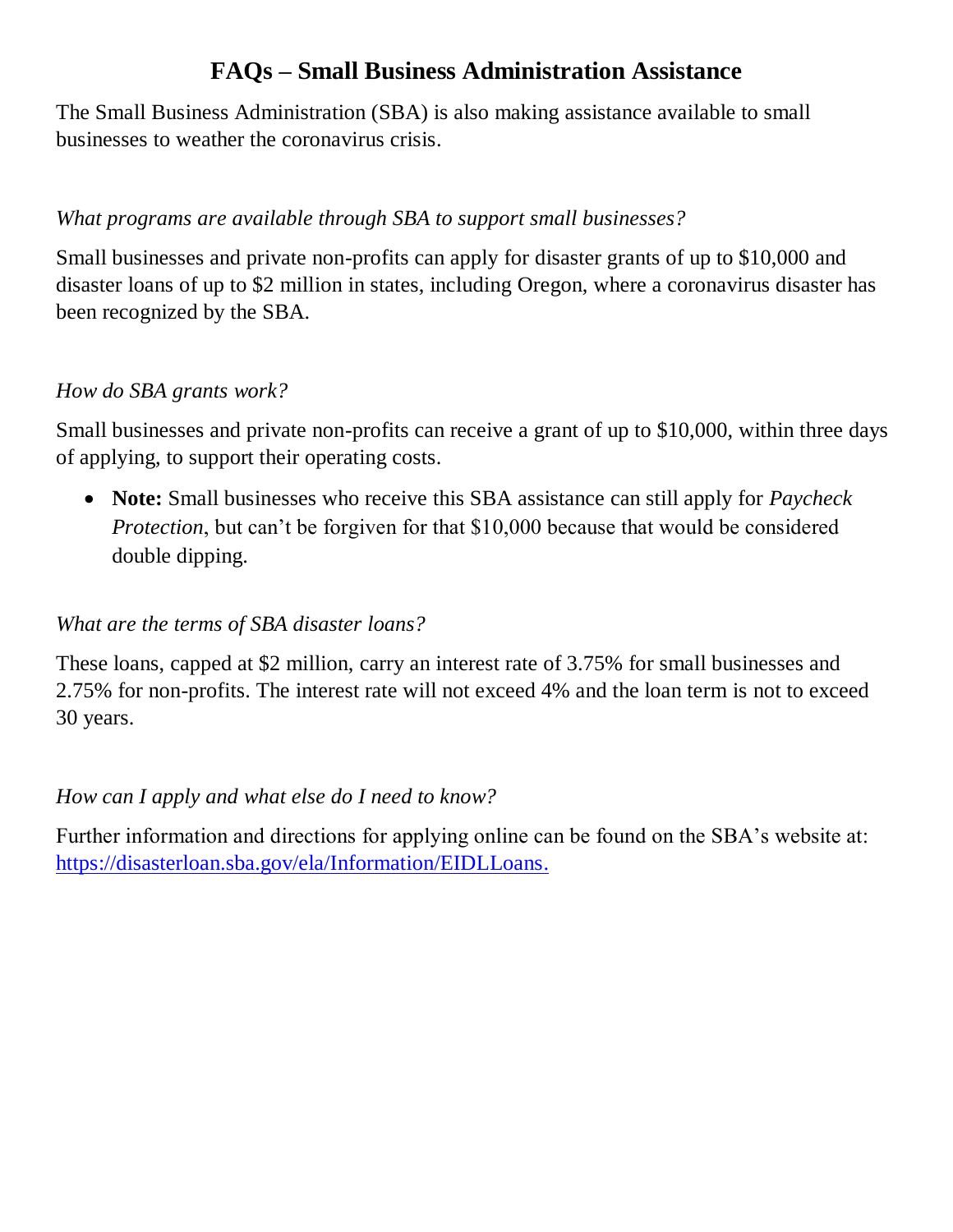# FAQs – Small Business Administration Assistance

The Small Business Administration (SBA) is also making assistance available to small businesses to weather the coronavirus crisis.

*What programs are available through SBA to support small businesses?*

Small businesses and private non-profits can apply for disaster grants of up to $10,000 and disaster loans of up to $2 million in states, including Oregon, where a coronavirus disaster has been recognized by the SBA.

*How do SBA grants work?*

Small businesses and private non-profits can receive a grant of up to $10,000, within three days of applying, to support their operating costs.

- **Note:** Small businesses who receive this SBA assistance can still apply for *Paycheck Protection*, but can't be forgiven for that $10,000 because that would be considered double dipping.

*What are the terms of SBA disaster loans?*

These loans, capped at $2 million, carry an interest rate of 3.75% for small businesses and 2.75% for non-profits. The interest rate will not exceed 4% and the loan term is not to exceed 30 years.

*How can I apply and what else do I need to know?*

Further information and directions for applying online can be found on the SBA's website at: [https://disasterloan.sba.gov/ela/Information/EIDLLoans.](https://disasterloan.sba.gov/ela/Information/EIDLLoans)